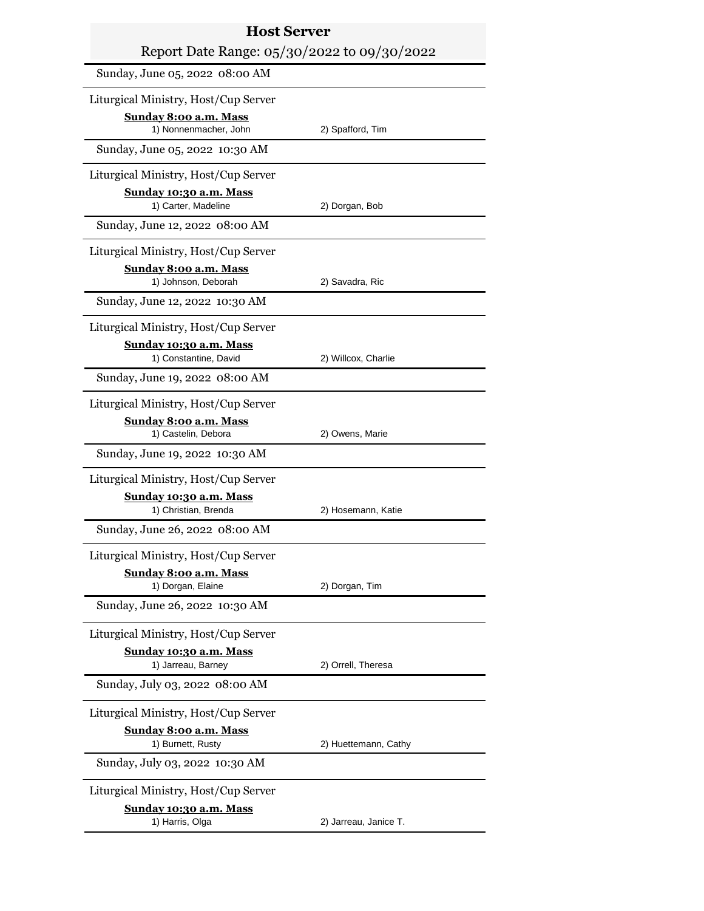# Host Server

Report Date Range: 05/30/2022 to 09/30/2022

Sunday, June 05, 2022 08:00 AM

Liturgical Ministry, Host/Cup Server

**Sunday 8:00 a.m. Mass**

1) Nonnenmacher, John 2) Spafford, Tim

Sunday, June 05, 2022 10:30 AM

Liturgical Ministry, Host/Cup Server

**Sunday 10:30 a.m. Mass**

1) Carter, Madeline 2) Dorgan, Bob

Sunday, June 12, 2022 08:00 AM

Liturgical Ministry, Host/Cup Server

**Sunday 8:00 a.m. Mass**

1) Johnson, Deborah 2) Savadra, Ric

Sunday, June 12, 2022 10:30 AM

Liturgical Ministry, Host/Cup Server

**Sunday 10:30 a.m. Mass**

1) Constantine, David 2) Willcox, Charlie

Sunday, June 19, 2022 08:00 AM

Liturgical Ministry, Host/Cup Server

**Sunday 8:00 a.m. Mass**

1) Castelin, Debora 2) Owens, Marie

Sunday, June 19, 2022 10:30 AM

Liturgical Ministry, Host/Cup Server

**Sunday 10:30 a.m. Mass**

1) Christian, Brenda 2) Hosemann, Katie

Sunday, June 26, 2022 08:00 AM

Liturgical Ministry, Host/Cup Server

**Sunday 8:00 a.m. Mass**

1) Dorgan, Elaine 2) Dorgan, Tim

Sunday, June 26, 2022 10:30 AM

Liturgical Ministry, Host/Cup Server

**Sunday 10:30 a.m. Mass**

1) Jarreau, Barney 2) Orrell, Theresa

Sunday, July 03, 2022 08:00 AM

Liturgical Ministry, Host/Cup Server

**Sunday 8:00 a.m. Mass**

1) Burnett, Rusty 2) Huettemann, Cathy

Sunday, July 03, 2022 10:30 AM

Liturgical Ministry, Host/Cup Server

**Sunday 10:30 a.m. Mass**

1) Harris, Olga 2) Jarreau, Janice T.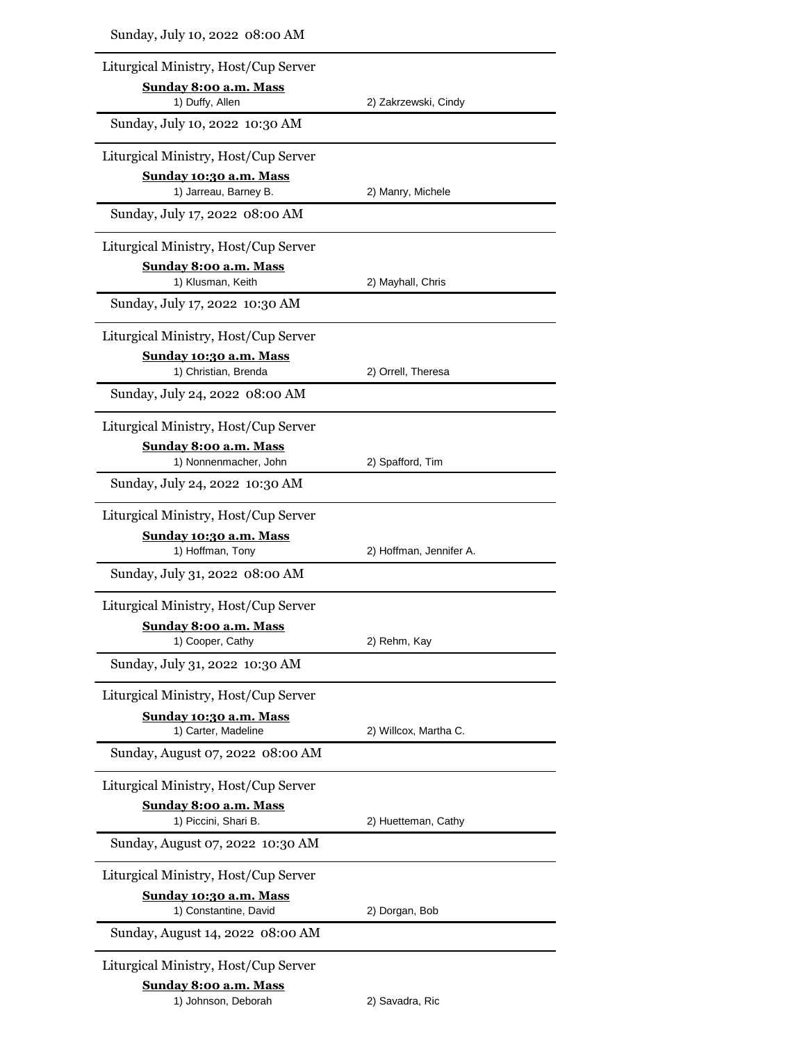Sunday, July 10, 2022 08:00 AM

Liturgical Ministry, Host/Cup Server

**Sunday 8:00 a.m. Mass**

1) Duffy, Allen  2) Zakrzewski, Cindy

Sunday, July 10, 2022 10:30 AM

Liturgical Ministry, Host/Cup Server

**Sunday 10:30 a.m. Mass**

1) Jarreau, Barney B.  2) Manry, Michele

Sunday, July 17, 2022 08:00 AM

Liturgical Ministry, Host/Cup Server

**Sunday 8:00 a.m. Mass**

1) Klusman, Keith  2) Mayhall, Chris

Sunday, July 17, 2022 10:30 AM

Liturgical Ministry, Host/Cup Server

**Sunday 10:30 a.m. Mass**

1) Christian, Brenda  2) Orrell, Theresa

Sunday, July 24, 2022 08:00 AM

Liturgical Ministry, Host/Cup Server

**Sunday 8:00 a.m. Mass**

1) Nonnenmacher, John  2) Spafford, Tim

Sunday, July 24, 2022 10:30 AM

Liturgical Ministry, Host/Cup Server

**Sunday 10:30 a.m. Mass**

1) Hoffman, Tony  2) Hoffman, Jennifer A.

Sunday, July 31, 2022 08:00 AM

Liturgical Ministry, Host/Cup Server

**Sunday 8:00 a.m. Mass**

1) Cooper, Cathy  2) Rehm, Kay

Sunday, July 31, 2022 10:30 AM

Liturgical Ministry, Host/Cup Server

**Sunday 10:30 a.m. Mass**

1) Carter, Madeline  2) Willcox, Martha C.

Sunday, August 07, 2022 08:00 AM

Liturgical Ministry, Host/Cup Server

**Sunday 8:00 a.m. Mass**

1) Piccini, Shari B.  2) Huetteman, Cathy

Sunday, August 07, 2022 10:30 AM

Liturgical Ministry, Host/Cup Server

**Sunday 10:30 a.m. Mass**

1) Constantine, David  2) Dorgan, Bob

Sunday, August 14, 2022 08:00 AM

Liturgical Ministry, Host/Cup Server

**Sunday 8:00 a.m. Mass**

1) Johnson, Deborah  2) Savadra, Ric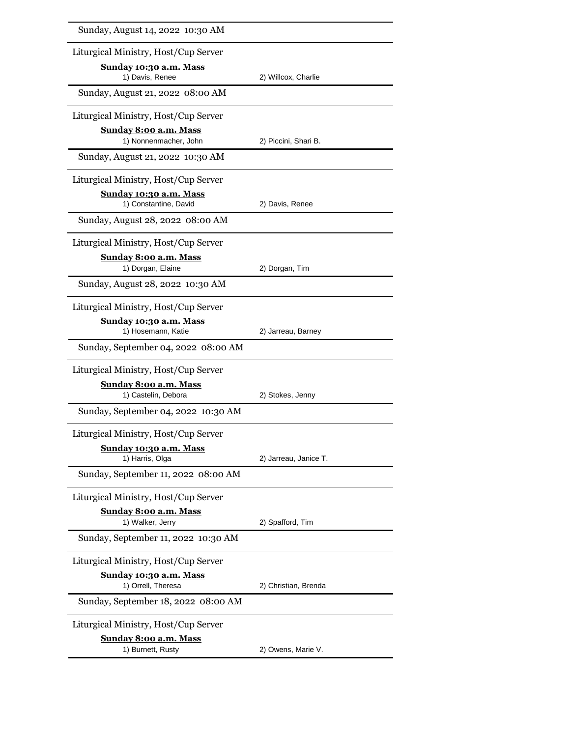Sunday, August 14, 2022 10:30 AM

Liturgical Ministry, Host/Cup Server

**Sunday 10:30 a.m. Mass**

1) Davis, Renee 2) Willcox, Charlie

Sunday, August 21, 2022 08:00 AM

Liturgical Ministry, Host/Cup Server

**Sunday 8:00 a.m. Mass**

1) Nonnenmacher, John 2) Piccini, Shari B.

Sunday, August 21, 2022 10:30 AM

Liturgical Ministry, Host/Cup Server

**Sunday 10:30 a.m. Mass**

1) Constantine, David 2) Davis, Renee

Sunday, August 28, 2022 08:00 AM

Liturgical Ministry, Host/Cup Server

**Sunday 8:00 a.m. Mass**

1) Dorgan, Elaine 2) Dorgan, Tim

Sunday, August 28, 2022 10:30 AM

Liturgical Ministry, Host/Cup Server

**Sunday 10:30 a.m. Mass**

1) Hosemann, Katie 2) Jarreau, Barney

Sunday, September 04, 2022 08:00 AM

Liturgical Ministry, Host/Cup Server

**Sunday 8:00 a.m. Mass**

1) Castelin, Debora 2) Stokes, Jenny

Sunday, September 04, 2022 10:30 AM

Liturgical Ministry, Host/Cup Server

**Sunday 10:30 a.m. Mass**

1) Harris, Olga 2) Jarreau, Janice T.

Sunday, September 11, 2022 08:00 AM

Liturgical Ministry, Host/Cup Server

**Sunday 8:00 a.m. Mass**

1) Walker, Jerry 2) Spafford, Tim

Sunday, September 11, 2022 10:30 AM

Liturgical Ministry, Host/Cup Server

**Sunday 10:30 a.m. Mass**

1) Orrell, Theresa 2) Christian, Brenda

Sunday, September 18, 2022 08:00 AM

Liturgical Ministry, Host/Cup Server

**Sunday 8:00 a.m. Mass**

1) Burnett, Rusty 2) Owens, Marie V.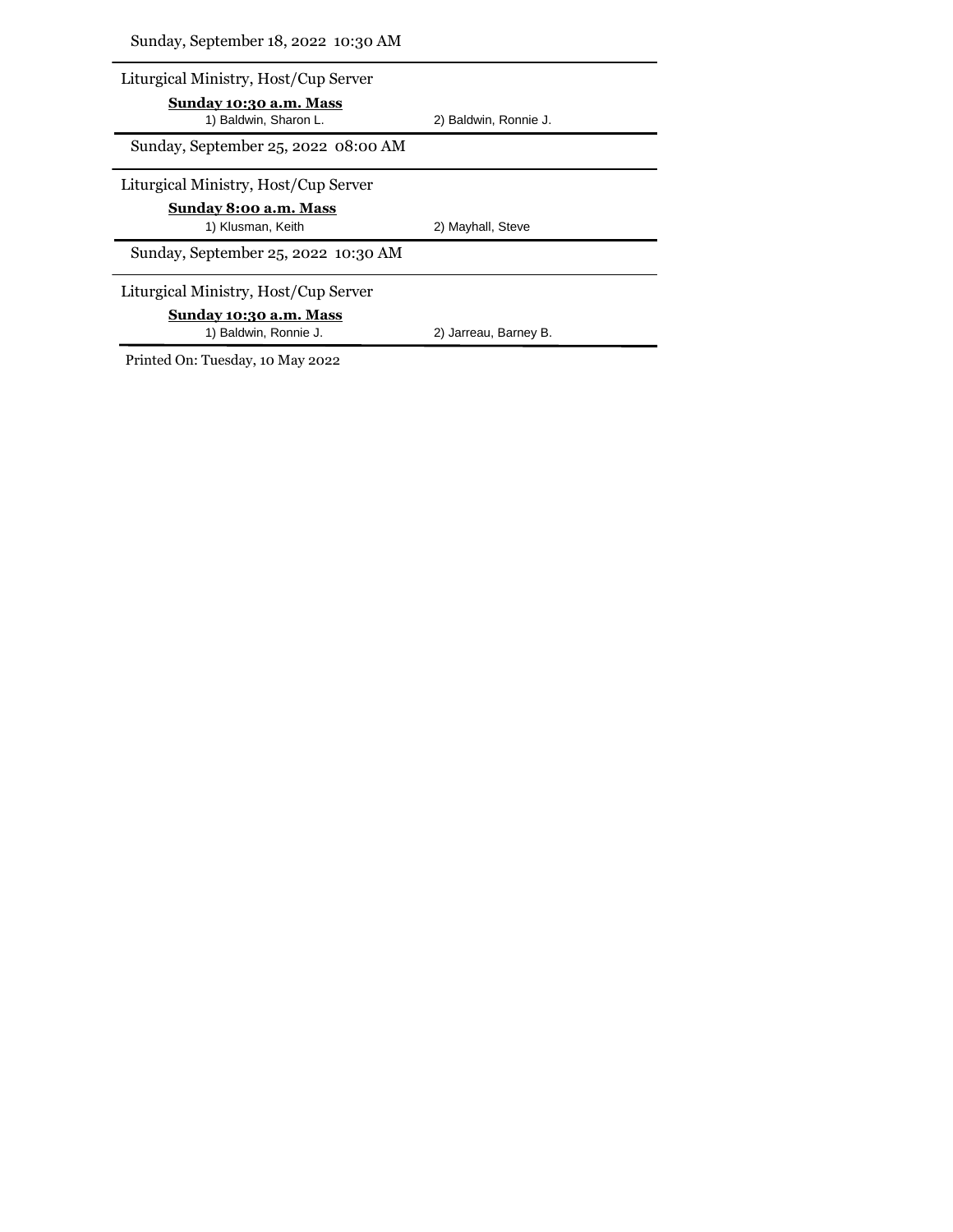Sunday, September 18, 2022 10:30 AM

Liturgical Ministry, Host/Cup Server

**Sunday 10:30 a.m. Mass**

1) Baldwin, Sharon L. 2) Baldwin, Ronnie J.

Sunday, September 25, 2022 08:00 AM

Liturgical Ministry, Host/Cup Server

**Sunday 8:00 a.m. Mass**

1) Klusman, Keith 2) Mayhall, Steve

Sunday, September 25, 2022 10:30 AM

Liturgical Ministry, Host/Cup Server

**Sunday 10:30 a.m. Mass**

1) Baldwin, Ronnie J. 2) Jarreau, Barney B.

Printed On: Tuesday, 10 May 2022